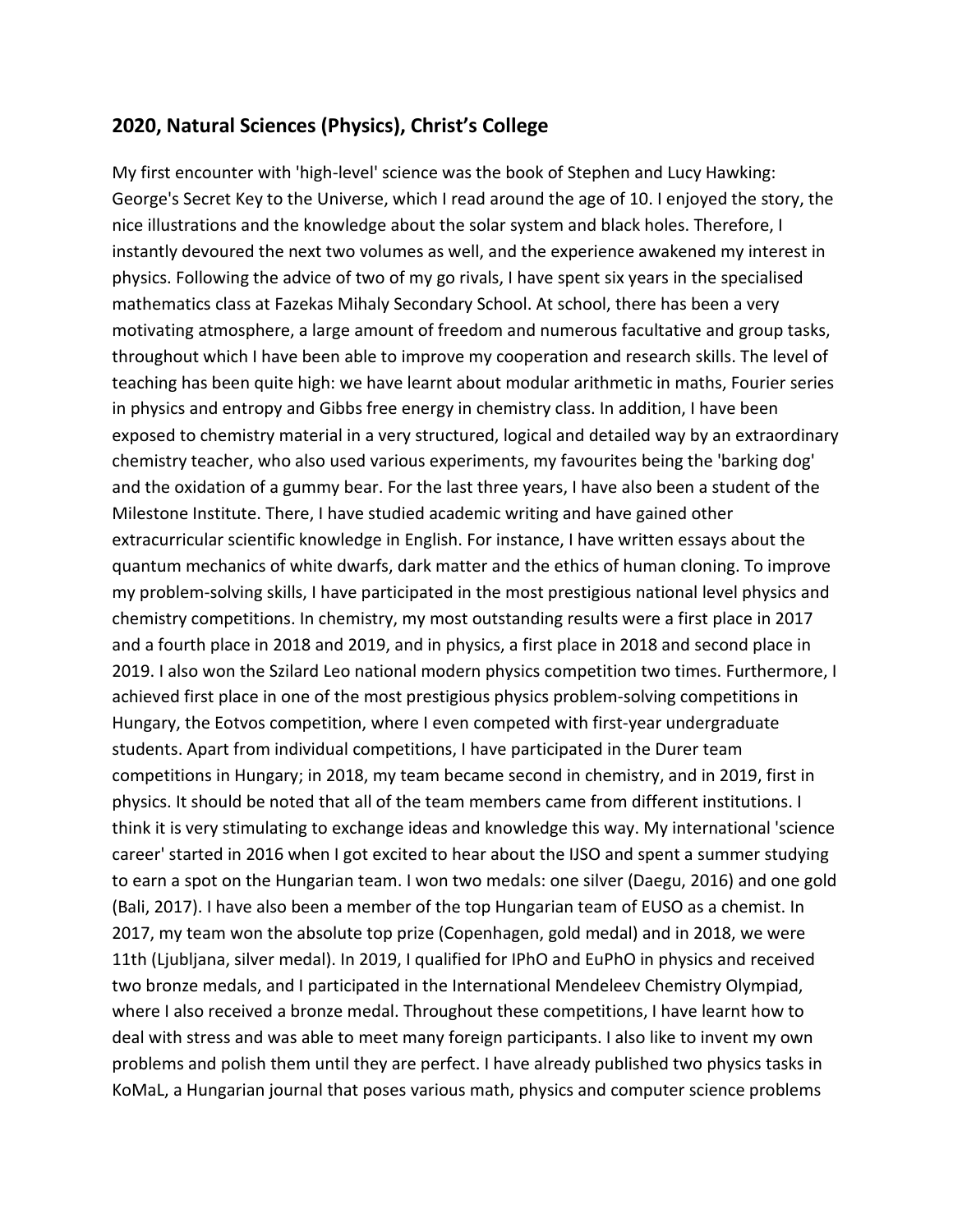## 2020, Natural Sciences (Physics), Christ's College

My first encounter with 'high-level' science was the book of Stephen and Lucy Hawking: George's Secret Key to the Universe, which I read around the age of 10. I enjoyed the story, the nice illustrations and the knowledge about the solar system and black holes. Therefore, I instantly devoured the next two volumes as well, and the experience awakened my interest in physics. Following the advice of two of my go rivals, I have spent six years in the specialised mathematics class at Fazekas Mihaly Secondary School. At school, there has been a very motivating atmosphere, a large amount of freedom and numerous facultative and group tasks, throughout which I have been able to improve my cooperation and research skills. The level of teaching has been quite high: we have learnt about modular arithmetic in maths, Fourier series in physics and entropy and Gibbs free energy in chemistry class. In addition, I have been exposed to chemistry material in a very structured, logical and detailed way by an extraordinary chemistry teacher, who also used various experiments, my favourites being the 'barking dog' and the oxidation of a gummy bear. For the last three years, I have also been a student of the Milestone Institute. There, I have studied academic writing and have gained other extracurricular scientific knowledge in English. For instance, I have written essays about the quantum mechanics of white dwarfs, dark matter and the ethics of human cloning. To improve my problem-solving skills, I have participated in the most prestigious national level physics and chemistry competitions. In chemistry, my most outstanding results were a first place in 2017 and a fourth place in 2018 and 2019, and in physics, a first place in 2018 and second place in 2019. I also won the Szilard Leo national modern physics competition two times. Furthermore, I achieved first place in one of the most prestigious physics problem-solving competitions in Hungary, the Eotvos competition, where I even competed with first-year undergraduate students. Apart from individual competitions, I have participated in the Durer team competitions in Hungary; in 2018, my team became second in chemistry, and in 2019, first in physics. It should be noted that all of the team members came from different institutions. I think it is very stimulating to exchange ideas and knowledge this way. My international 'science career' started in 2016 when I got excited to hear about the IJSO and spent a summer studying to earn a spot on the Hungarian team. I won two medals: one silver (Daegu, 2016) and one gold (Bali, 2017). I have also been a member of the top Hungarian team of EUSO as a chemist. In 2017, my team won the absolute top prize (Copenhagen, gold medal) and in 2018, we were 11th (Ljubljana, silver medal). In 2019, I qualified for IPhO and EuPhO in physics and received two bronze medals, and I participated in the International Mendeleev Chemistry Olympiad, where I also received a bronze medal. Throughout these competitions, I have learnt how to deal with stress and was able to meet many foreign participants. I also like to invent my own problems and polish them until they are perfect. I have already published two physics tasks in KoMaL, a Hungarian journal that poses various math, physics and computer science problems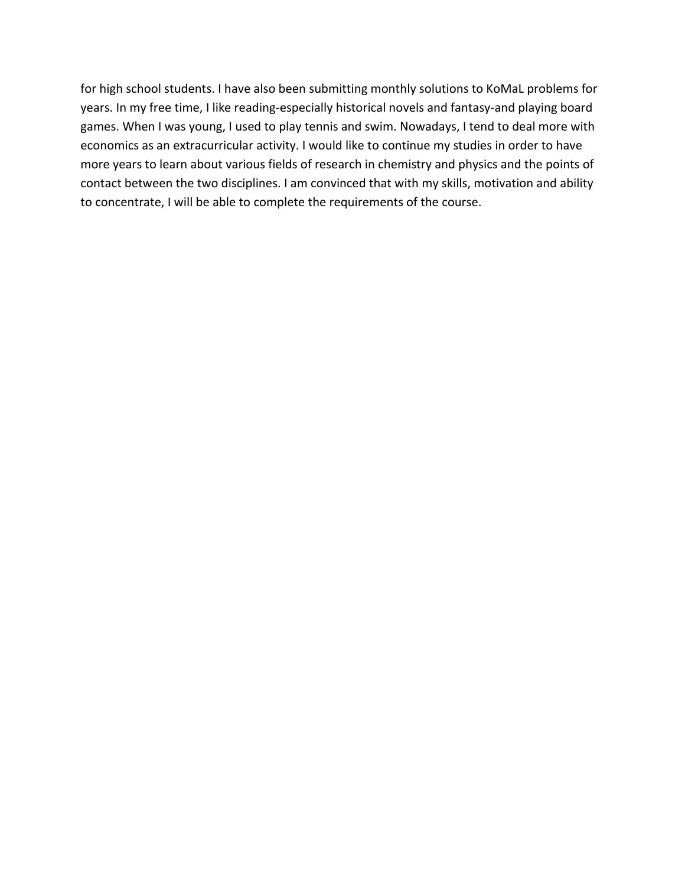for high school students. I have also been submitting monthly solutions to KoMaL problems for years. In my free time, I like reading-especially historical novels and fantasy-and playing board games. When I was young, I used to play tennis and swim. Nowadays, I tend to deal more with economics as an extracurricular activity. I would like to continue my studies in order to have more years to learn about various fields of research in chemistry and physics and the points of contact between the two disciplines. I am convinced that with my skills, motivation and ability to concentrate, I will be able to complete the requirements of the course.